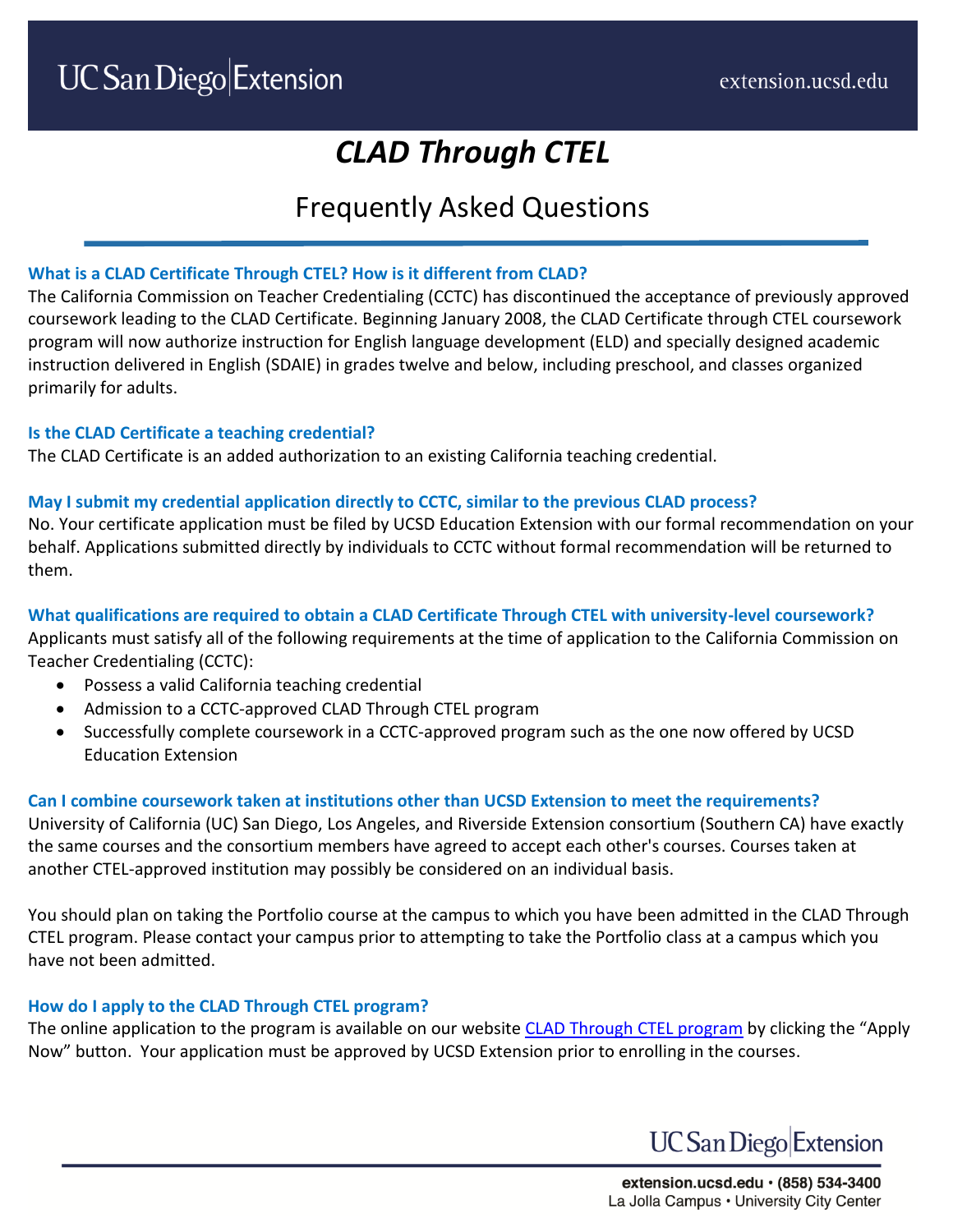# *CLAD Through CTEL*

## Frequently Asked Questions

**What is a CLAD Certificate Through CTEL? How is it different from CLAD?**

The California Commission on Teacher Credentialing (CCTC) has discontinued the acceptance of previously approved coursework leading to the CLAD Certificate. Beginning January 2008, the CLAD Certificate through CTEL coursework program will now authorize instruction for English language development (ELD) and specially designed academic instruction delivered in English (SDAIE) in grades twelve and below, including preschool, and classes organized primarily for adults.

**Is the CLAD Certificate a teaching credential?**

The CLAD Certificate is an added authorization to an existing California teaching credential.

**May I submit my credential application directly to CCTC, similar to the previous CLAD process?**

No. Your certificate application must be filed by UCSD Education Extension with our formal recommendation on your behalf. Applications submitted directly by individuals to CCTC without formal recommendation will be returned to them.

**What qualifications are required to obtain a CLAD Certificate Through CTEL with university-level coursework?**

Applicants must satisfy all of the following requirements at the time of application to the California Commission on Teacher Credentialing (CCTC):

- Possess a valid California teaching credential
- Admission to a CCTC-approved CLAD Through CTEL program
- Successfully complete coursework in a CCTC-approved program such as the one now offered by UCSD Education Extension

**Can I combine coursework taken at institutions other than UCSD Extension to meet the requirements?**

University of California (UC) San Diego, Los Angeles, and Riverside Extension consortium (Southern CA) have exactly the same courses and the consortium members have agreed to accept each other's courses. Courses taken at another CTEL-approved institution may possibly be considered on an individual basis.

You should plan on taking the Portfolio course at the campus to which you have been admitted in the CLAD Through CTEL program. Please contact your campus prior to attempting to take the Portfolio class at a campus which you have not been admitted.

**How do I apply to the CLAD Through CTEL program?**

The online application to the program is available on our website [CLAD Through CTEL program] by clicking the "Apply Now" button. Your application must be approved by UCSD Extension prior to enrolling in the courses.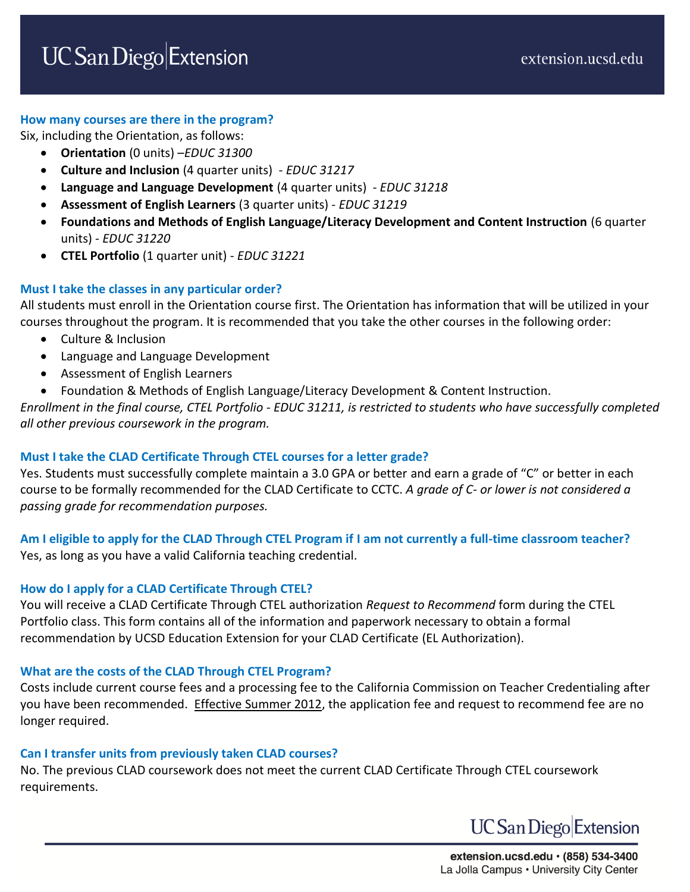### How many courses are there in the program?

Six, including the Orientation, as follows:

- **Orientation** (0 units) –*EDUC 31300*
- **Culture and Inclusion** (4 quarter units) - *EDUC 31217*
- **Language and Language Development** (4 quarter units) - *EDUC 31218*
- **Assessment of English Learners** (3 quarter units) - *EDUC 31219*
- **Foundations and Methods of English Language/Literacy Development and Content Instruction** (6 quarter units) - *EDUC 31220*
- **CTEL Portfolio** (1 quarter unit) - *EDUC 31221*

### Must I take the classes in any particular order?

All students must enroll in the Orientation course first. The Orientation has information that will be utilized in your courses throughout the program. It is recommended that you take the other courses in the following order:

- Culture & Inclusion
- Language and Language Development
- Assessment of English Learners
- Foundation & Methods of English Language/Literacy Development & Content Instruction.

*Enrollment in the final course, CTEL Portfolio - EDUC 31211, is restricted to students who have successfully completed all other previous coursework in the program.*

### Must I take the CLAD Certificate Through CTEL courses for a letter grade?

Yes. Students must successfully complete maintain a 3.0 GPA or better and earn a grade of "C" or better in each course to be formally recommended for the CLAD Certificate to CCTC. *A grade of C- or lower is not considered a passing grade for recommendation purposes.*

### Am I eligible to apply for the CLAD Through CTEL Program if I am not currently a full-time classroom teacher?

Yes, as long as you have a valid California teaching credential.

### How do I apply for a CLAD Certificate Through CTEL?

You will receive a CLAD Certificate Through CTEL authorization *Request to Recommend* form during the CTEL Portfolio class. This form contains all of the information and paperwork necessary to obtain a formal recommendation by UCSD Education Extension for your CLAD Certificate (EL Authorization).

### What are the costs of the CLAD Through CTEL Program?

Costs include current course fees and a processing fee to the California Commission on Teacher Credentialing after you have been recommended. <u>Effective Summer 2012</u>, the application fee and request to recommend fee are no longer required.

### Can I transfer units from previously taken CLAD courses?

No. The previous CLAD coursework does not meet the current CLAD Certificate Through CTEL coursework requirements.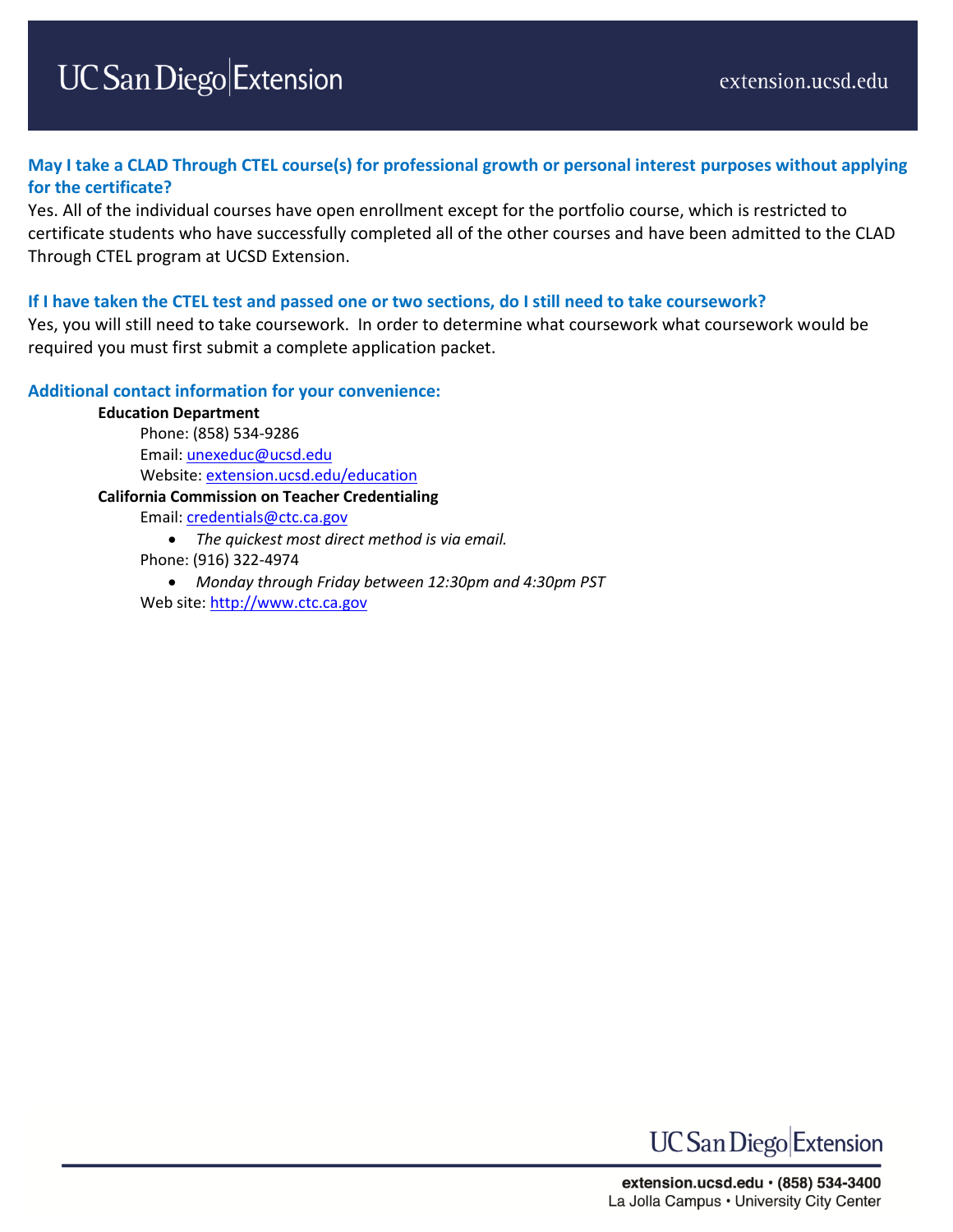### May I take a CLAD Through CTEL course(s) for professional growth or personal interest purposes without applying for the certificate?

Yes. All of the individual courses have open enrollment except for the portfolio course, which is restricted to certificate students who have successfully completed all of the other courses and have been admitted to the CLAD Through CTEL program at UCSD Extension.

### If I have taken the CTEL test and passed one or two sections, do I still need to take coursework?

Yes, you will still need to take coursework. In order to determine what coursework what coursework would be required you must first submit a complete application packet.

### Additional contact information for your convenience:

**Education Department**

Phone: (858) 534-9286
Email: unexeduc@ucsd.edu
Website: extension.ucsd.edu/education

**California Commission on Teacher Credentialing**

Email: credentials@ctc.ca.gov

- *The quickest most direct method is via email.*

Phone: (916) 322-4974

- *Monday through Friday between 12:30pm and 4:30pm PST*

Web site: http://www.ctc.ca.gov